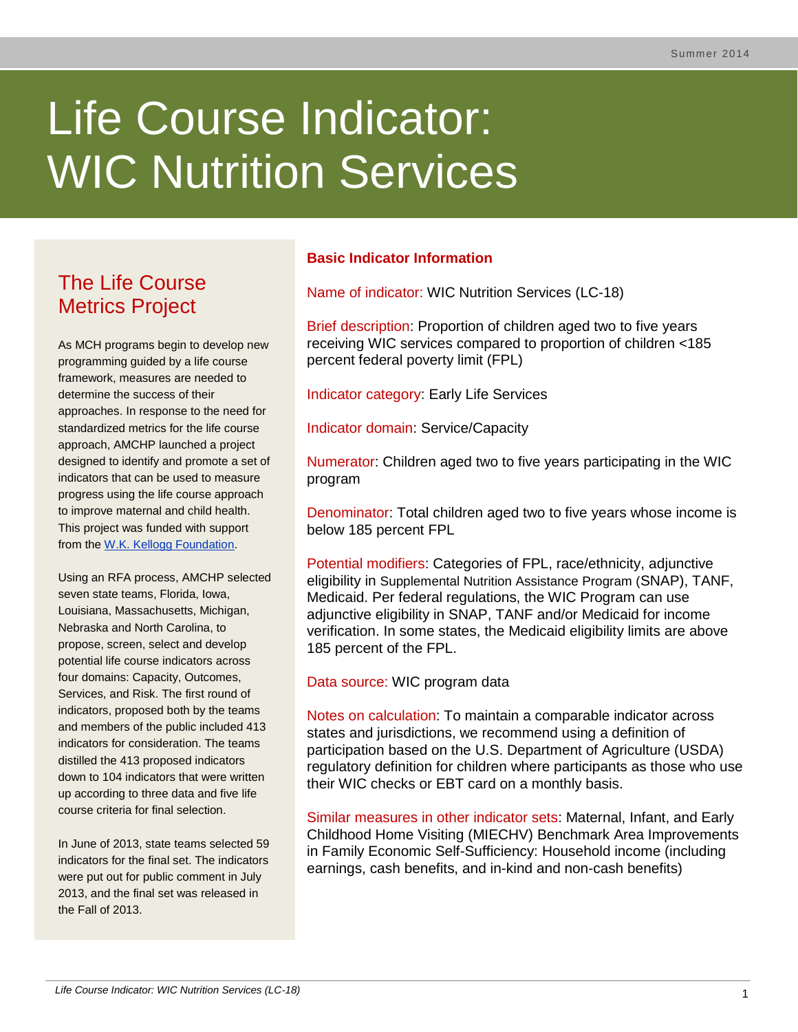# Life Course Indicator: WIC Nutrition Services

## The Life Course Metrics Project

As MCH programs begin to develop new programming guided by a life course framework, measures are needed to determine the success of their approaches. In response to the need for standardized metrics for the life course approach, AMCHP launched a project designed to identify and promote a set of indicators that can be used to measure progress using the life course approach to improve maternal and child health. This project was funded with support from the W.K. Kellogg Foundation.

Using an RFA process, AMCHP selected seven state teams, Florida, Iowa, Louisiana, Massachusetts, Michigan, Nebraska and North Carolina, to propose, screen, select and develop potential life course indicators across four domains: Capacity, Outcomes, Services, and Risk. The first round of indicators, proposed both by the teams and members of the public included 413 indicators for consideration. The teams distilled the 413 proposed indicators down to 104 indicators that were written up according to three data and five life course criteria for final selection.

In June of 2013, state teams selected 59 indicators for the final set. The indicators were put out for public comment in July 2013, and the final set was released in the Fall of 2013.

## Basic Indicator Information

Name of indicator: WIC Nutrition Services (LC-18)

Brief description: Proportion of children aged two to five years receiving WIC services compared to proportion of children <185 percent federal poverty limit (FPL)

Indicator category: Early Life Services

Indicator domain: Service/Capacity

Numerator: Children aged two to five years participating in the WIC program

Denominator: Total children aged two to five years whose income is below 185 percent FPL

Potential modifiers: Categories of FPL, race/ethnicity, adjunctive eligibility in Supplemental Nutrition Assistance Program (SNAP), TANF, Medicaid. Per federal regulations, the WIC Program can use adjunctive eligibility in SNAP, TANF and/or Medicaid for income verification. In some states, the Medicaid eligibility limits are above 185 percent of the FPL.

Data source: WIC program data

Notes on calculation: To maintain a comparable indicator across states and jurisdictions, we recommend using a definition of participation based on the U.S. Department of Agriculture (USDA) regulatory definition for children where participants as those who use their WIC checks or EBT card on a monthly basis.

Similar measures in other indicator sets: Maternal, Infant, and Early Childhood Home Visiting (MIECHV) Benchmark Area Improvements in Family Economic Self-Sufficiency: Household income (including earnings, cash benefits, and in-kind and non-cash benefits)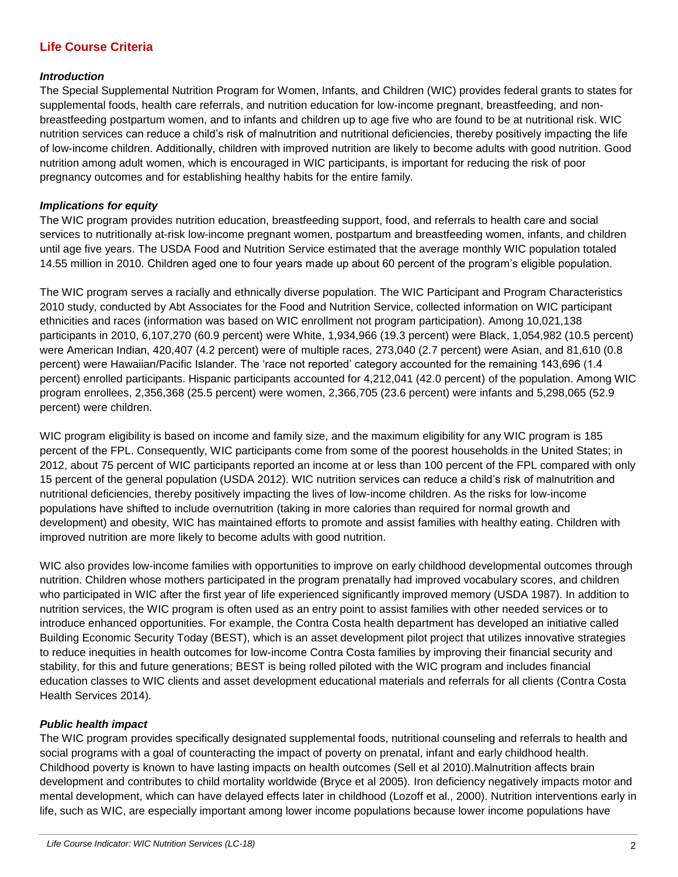## Life Course Criteria

### *Introduction*

The Special Supplemental Nutrition Program for Women, Infants, and Children (WIC) provides federal grants to states for supplemental foods, health care referrals, and nutrition education for low-income pregnant, breastfeeding, and non-breastfeeding postpartum women, and to infants and children up to age five who are found to be at nutritional risk. WIC nutrition services can reduce a child's risk of malnutrition and nutritional deficiencies, thereby positively impacting the life of low-income children. Additionally, children with improved nutrition are likely to become adults with good nutrition. Good nutrition among adult women, which is encouraged in WIC participants, is important for reducing the risk of poor pregnancy outcomes and for establishing healthy habits for the entire family.

### *Implications for equity*

The WIC program provides nutrition education, breastfeeding support, food, and referrals to health care and social services to nutritionally at-risk low-income pregnant women, postpartum and breastfeeding women, infants, and children until age five years. The USDA Food and Nutrition Service estimated that the average monthly WIC population totaled 14.55 million in 2010. Children aged one to four years made up about 60 percent of the program's eligible population.

The WIC program serves a racially and ethnically diverse population. The WIC Participant and Program Characteristics 2010 study, conducted by Abt Associates for the Food and Nutrition Service, collected information on WIC participant ethnicities and races (information was based on WIC enrollment not program participation). Among 10,021,138 participants in 2010, 6,107,270 (60.9 percent) were White, 1,934,966 (19.3 percent) were Black, 1,054,982 (10.5 percent) were American Indian, 420,407 (4.2 percent) were of multiple races, 273,040 (2.7 percent) were Asian, and 81,610 (0.8 percent) were Hawaiian/Pacific Islander. The 'race not reported' category accounted for the remaining 143,696 (1.4 percent) enrolled participants. Hispanic participants accounted for 4,212,041 (42.0 percent) of the population. Among WIC program enrollees, 2,356,368 (25.5 percent) were women, 2,366,705 (23.6 percent) were infants and 5,298,065 (52.9 percent) were children.

WIC program eligibility is based on income and family size, and the maximum eligibility for any WIC program is 185 percent of the FPL. Consequently, WIC participants come from some of the poorest households in the United States; in 2012, about 75 percent of WIC participants reported an income at or less than 100 percent of the FPL compared with only 15 percent of the general population (USDA 2012). WIC nutrition services can reduce a child's risk of malnutrition and nutritional deficiencies, thereby positively impacting the lives of low-income children. As the risks for low-income populations have shifted to include overnutrition (taking in more calories than required for normal growth and development) and obesity, WIC has maintained efforts to promote and assist families with healthy eating. Children with improved nutrition are more likely to become adults with good nutrition.

WIC also provides low-income families with opportunities to improve on early childhood developmental outcomes through nutrition. Children whose mothers participated in the program prenatally had improved vocabulary scores, and children who participated in WIC after the first year of life experienced significantly improved memory (USDA 1987). In addition to nutrition services, the WIC program is often used as an entry point to assist families with other needed services or to introduce enhanced opportunities. For example, the Contra Costa health department has developed an initiative called Building Economic Security Today (BEST), which is an asset development pilot project that utilizes innovative strategies to reduce inequities in health outcomes for low-income Contra Costa families by improving their financial security and stability, for this and future generations; BEST is being rolled piloted with the WIC program and includes financial education classes to WIC clients and asset development educational materials and referrals for all clients (Contra Costa Health Services 2014).

### *Public health impact*

The WIC program provides specifically designated supplemental foods, nutritional counseling and referrals to health and social programs with a goal of counteracting the impact of poverty on prenatal, infant and early childhood health. Childhood poverty is known to have lasting impacts on health outcomes (Sell et al 2010).Malnutrition affects brain development and contributes to child mortality worldwide (Bryce et al 2005). Iron deficiency negatively impacts motor and mental development, which can have delayed effects later in childhood (Lozoff et al., 2000). Nutrition interventions early in life, such as WIC, are especially important among lower income populations because lower income populations have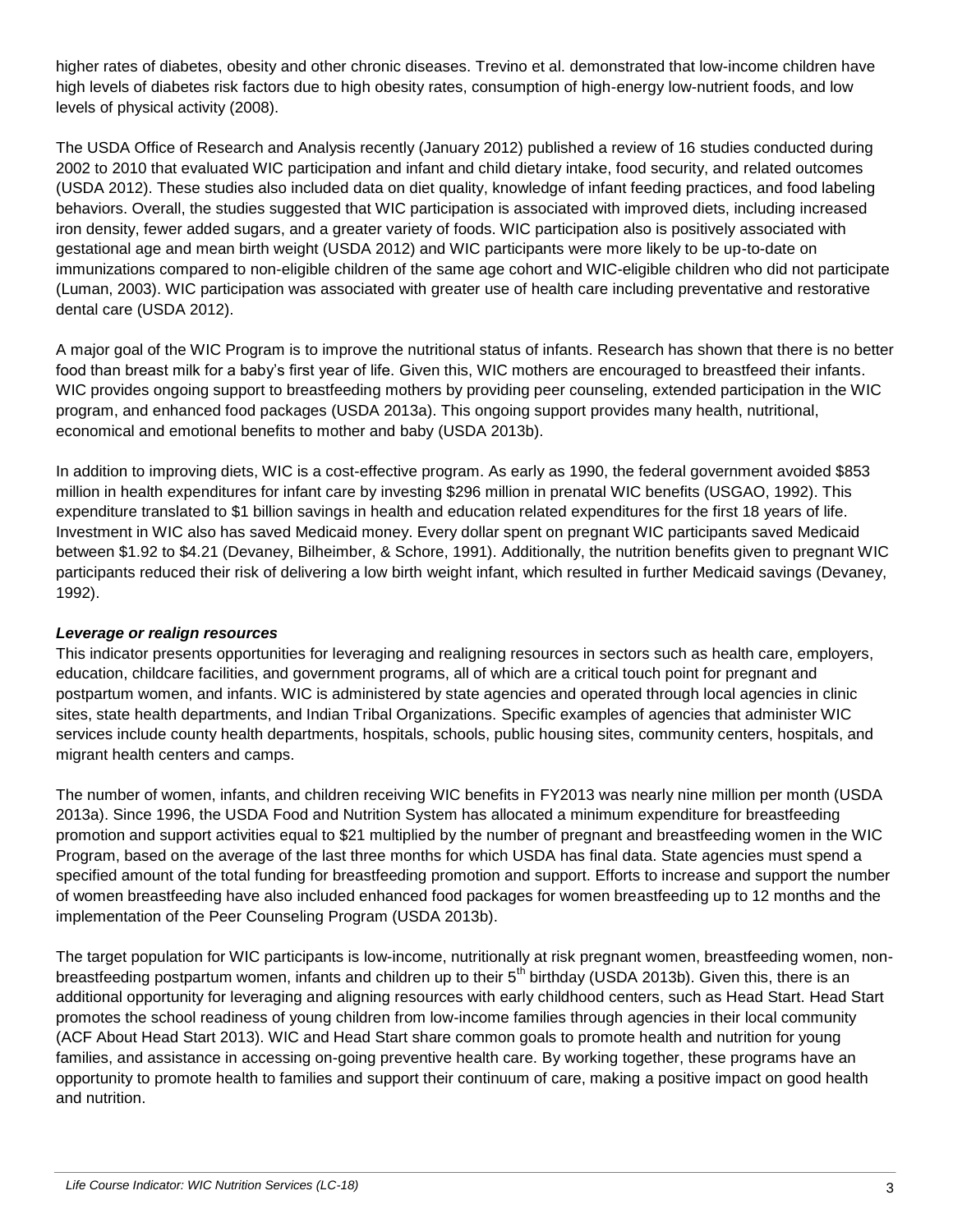higher rates of diabetes, obesity and other chronic diseases. Trevino et al. demonstrated that low-income children have high levels of diabetes risk factors due to high obesity rates, consumption of high-energy low-nutrient foods, and low levels of physical activity (2008).

The USDA Office of Research and Analysis recently (January 2012) published a review of 16 studies conducted during 2002 to 2010 that evaluated WIC participation and infant and child dietary intake, food security, and related outcomes (USDA 2012). These studies also included data on diet quality, knowledge of infant feeding practices, and food labeling behaviors. Overall, the studies suggested that WIC participation is associated with improved diets, including increased iron density, fewer added sugars, and a greater variety of foods. WIC participation also is positively associated with gestational age and mean birth weight (USDA 2012) and WIC participants were more likely to be up-to-date on immunizations compared to non-eligible children of the same age cohort and WIC-eligible children who did not participate (Luman, 2003). WIC participation was associated with greater use of health care including preventative and restorative dental care (USDA 2012).

A major goal of the WIC Program is to improve the nutritional status of infants. Research has shown that there is no better food than breast milk for a baby's first year of life. Given this, WIC mothers are encouraged to breastfeed their infants. WIC provides ongoing support to breastfeeding mothers by providing peer counseling, extended participation in the WIC program, and enhanced food packages (USDA 2013a). This ongoing support provides many health, nutritional, economical and emotional benefits to mother and baby (USDA 2013b).

In addition to improving diets, WIC is a cost-effective program. As early as 1990, the federal government avoided $853 million in health expenditures for infant care by investing $296 million in prenatal WIC benefits (USGAO, 1992). This expenditure translated to $1 billion savings in health and education related expenditures for the first 18 years of life. Investment in WIC also has saved Medicaid money. Every dollar spent on pregnant WIC participants saved Medicaid between $1.92 to $4.21 (Devaney, Bilheimber, & Schore, 1991). Additionally, the nutrition benefits given to pregnant WIC participants reduced their risk of delivering a low birth weight infant, which resulted in further Medicaid savings (Devaney, 1992).

***Leverage or realign resources***

This indicator presents opportunities for leveraging and realigning resources in sectors such as health care, employers, education, childcare facilities, and government programs, all of which are a critical touch point for pregnant and postpartum women, and infants. WIC is administered by state agencies and operated through local agencies in clinic sites, state health departments, and Indian Tribal Organizations. Specific examples of agencies that administer WIC services include county health departments, hospitals, schools, public housing sites, community centers, hospitals, and migrant health centers and camps.

The number of women, infants, and children receiving WIC benefits in FY2013 was nearly nine million per month (USDA 2013a). Since 1996, the USDA Food and Nutrition System has allocated a minimum expenditure for breastfeeding promotion and support activities equal to $21 multiplied by the number of pregnant and breastfeeding women in the WIC Program, based on the average of the last three months for which USDA has final data. State agencies must spend a specified amount of the total funding for breastfeeding promotion and support. Efforts to increase and support the number of women breastfeeding have also included enhanced food packages for women breastfeeding up to 12 months and the implementation of the Peer Counseling Program (USDA 2013b).

The target population for WIC participants is low-income, nutritionally at risk pregnant women, breastfeeding women, non-breastfeeding postpartum women, infants and children up to their 5th birthday (USDA 2013b). Given this, there is an additional opportunity for leveraging and aligning resources with early childhood centers, such as Head Start. Head Start promotes the school readiness of young children from low-income families through agencies in their local community (ACF About Head Start 2013). WIC and Head Start share common goals to promote health and nutrition for young families, and assistance in accessing on-going preventive health care. By working together, these programs have an opportunity to promote health to families and support their continuum of care, making a positive impact on good health and nutrition.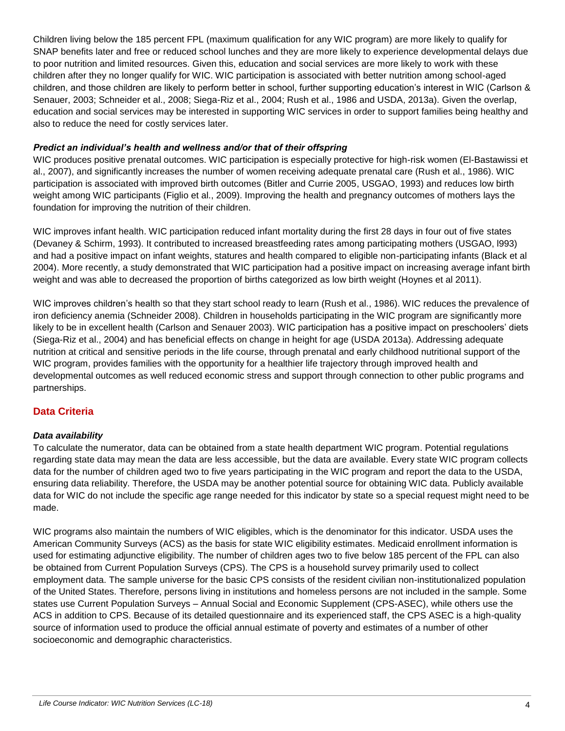Children living below the 185 percent FPL (maximum qualification for any WIC program) are more likely to qualify for SNAP benefits later and free or reduced school lunches and they are more likely to experience developmental delays due to poor nutrition and limited resources. Given this, education and social services are more likely to work with these children after they no longer qualify for WIC. WIC participation is associated with better nutrition among school-aged children, and those children are likely to perform better in school, further supporting education's interest in WIC (Carlson & Senauer, 2003; Schneider et al., 2008; Siega-Riz et al., 2004; Rush et al., 1986 and USDA, 2013a). Given the overlap, education and social services may be interested in supporting WIC services in order to support families being healthy and also to reduce the need for costly services later.

### *Predict an individual's health and wellness and/or that of their offspring*

WIC produces positive prenatal outcomes. WIC participation is especially protective for high-risk women (El-Bastawissi et al., 2007), and significantly increases the number of women receiving adequate prenatal care (Rush et al., 1986). WIC participation is associated with improved birth outcomes (Bitler and Currie 2005, USGAO, 1993) and reduces low birth weight among WIC participants (Figlio et al., 2009). Improving the health and pregnancy outcomes of mothers lays the foundation for improving the nutrition of their children.

WIC improves infant health. WIC participation reduced infant mortality during the first 28 days in four out of five states (Devaney & Schirm, 1993). It contributed to increased breastfeeding rates among participating mothers (USGAO, l993) and had a positive impact on infant weights, statures and health compared to eligible non-participating infants (Black et al 2004). More recently, a study demonstrated that WIC participation had a positive impact on increasing average infant birth weight and was able to decreased the proportion of births categorized as low birth weight (Hoynes et al 2011).

WIC improves children's health so that they start school ready to learn (Rush et al., 1986). WIC reduces the prevalence of iron deficiency anemia (Schneider 2008). Children in households participating in the WIC program are significantly more likely to be in excellent health (Carlson and Senauer 2003). WIC participation has a positive impact on preschoolers' diets (Siega-Riz et al., 2004) and has beneficial effects on change in height for age (USDA 2013a). Addressing adequate nutrition at critical and sensitive periods in the life course, through prenatal and early childhood nutritional support of the WIC program, provides families with the opportunity for a healthier life trajectory through improved health and developmental outcomes as well reduced economic stress and support through connection to other public programs and partnerships.

## Data Criteria

### *Data availability*

To calculate the numerator, data can be obtained from a state health department WIC program. Potential regulations regarding state data may mean the data are less accessible, but the data are available. Every state WIC program collects data for the number of children aged two to five years participating in the WIC program and report the data to the USDA, ensuring data reliability. Therefore, the USDA may be another potential source for obtaining WIC data. Publicly available data for WIC do not include the specific age range needed for this indicator by state so a special request might need to be made.

WIC programs also maintain the numbers of WIC eligibles, which is the denominator for this indicator. USDA uses the American Community Surveys (ACS) as the basis for state WIC eligibility estimates. Medicaid enrollment information is used for estimating adjunctive eligibility. The number of children ages two to five below 185 percent of the FPL can also be obtained from Current Population Surveys (CPS). The CPS is a household survey primarily used to collect employment data. The sample universe for the basic CPS consists of the resident civilian non-institutionalized population of the United States. Therefore, persons living in institutions and homeless persons are not included in the sample. Some states use Current Population Surveys – Annual Social and Economic Supplement (CPS-ASEC), while others use the ACS in addition to CPS. Because of its detailed questionnaire and its experienced staff, the CPS ASEC is a high-quality source of information used to produce the official annual estimate of poverty and estimates of a number of other socioeconomic and demographic characteristics.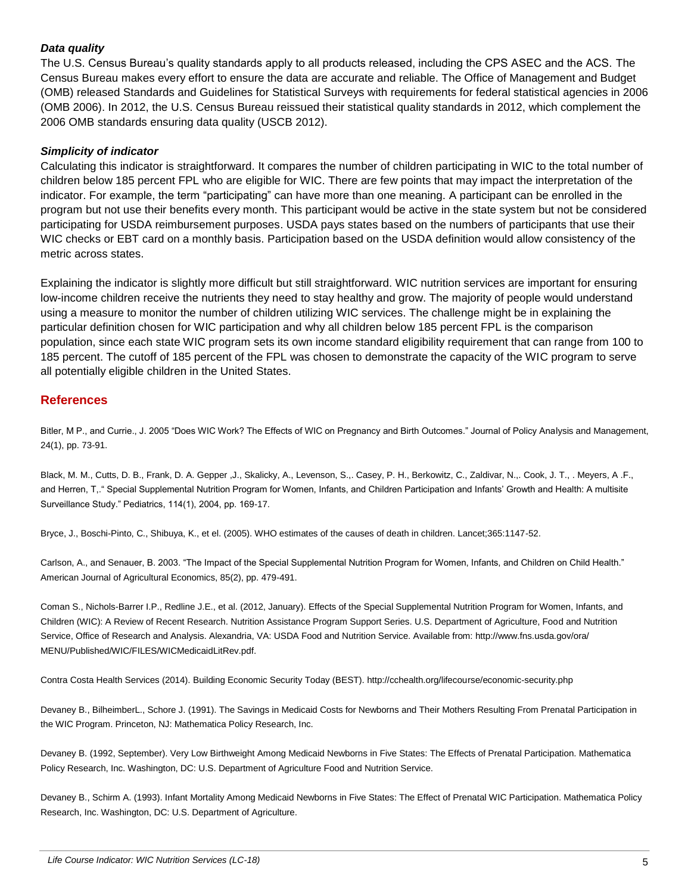### *Data quality*

The U.S. Census Bureau's quality standards apply to all products released, including the CPS ASEC and the ACS. The Census Bureau makes every effort to ensure the data are accurate and reliable. The Office of Management and Budget (OMB) released Standards and Guidelines for Statistical Surveys with requirements for federal statistical agencies in 2006 (OMB 2006). In 2012, the U.S. Census Bureau reissued their statistical quality standards in 2012, which complement the 2006 OMB standards ensuring data quality (USCB 2012).

### *Simplicity of indicator*

Calculating this indicator is straightforward. It compares the number of children participating in WIC to the total number of children below 185 percent FPL who are eligible for WIC. There are few points that may impact the interpretation of the indicator. For example, the term "participating" can have more than one meaning. A participant can be enrolled in the program but not use their benefits every month. This participant would be active in the state system but not be considered participating for USDA reimbursement purposes. USDA pays states based on the numbers of participants that use their WIC checks or EBT card on a monthly basis. Participation based on the USDA definition would allow consistency of the metric across states.

Explaining the indicator is slightly more difficult but still straightforward. WIC nutrition services are important for ensuring low-income children receive the nutrients they need to stay healthy and grow. The majority of people would understand using a measure to monitor the number of children utilizing WIC services. The challenge might be in explaining the particular definition chosen for WIC participation and why all children below 185 percent FPL is the comparison population, since each state WIC program sets its own income standard eligibility requirement that can range from 100 to 185 percent. The cutoff of 185 percent of the FPL was chosen to demonstrate the capacity of the WIC program to serve all potentially eligible children in the United States.

## References

Bitler, M P., and Currie., J. 2005 "Does WIC Work? The Effects of WIC on Pregnancy and Birth Outcomes." Journal of Policy Analysis and Management, 24(1), pp. 73-91.

Black, M. M., Cutts, D. B., Frank, D. A. Gepper ,J., Skalicky, A., Levenson, S.,. Casey, P. H., Berkowitz, C., Zaldivar, N.,. Cook, J. T., . Meyers, A .F., and Herren, T.," Special Supplemental Nutrition Program for Women, Infants, and Children Participation and Infants' Growth and Health: A multisite Surveillance Study." Pediatrics, 114(1), 2004, pp. 169-17.

Bryce, J., Boschi-Pinto, C., Shibuya, K., et el. (2005). WHO estimates of the causes of death in children. Lancet;365:1147-52.

Carlson, A., and Senauer, B. 2003. "The Impact of the Special Supplemental Nutrition Program for Women, Infants, and Children on Child Health." American Journal of Agricultural Economics, 85(2), pp. 479-491.

Coman S., Nichols-Barrer I.P., Redline J.E., et al. (2012, January). Effects of the Special Supplemental Nutrition Program for Women, Infants, and Children (WIC): A Review of Recent Research. Nutrition Assistance Program Support Series. U.S. Department of Agriculture, Food and Nutrition Service, Office of Research and Analysis. Alexandria, VA: USDA Food and Nutrition Service. Available from: http://www.fns.usda.gov/ora/ MENU/Published/WIC/FILES/WICMedicaidLitRev.pdf.

Contra Costa Health Services (2014). Building Economic Security Today (BEST). http://cchealth.org/lifecourse/economic-security.php

Devaney B., BilheimberL., Schore J. (1991). The Savings in Medicaid Costs for Newborns and Their Mothers Resulting From Prenatal Participation in the WIC Program. Princeton, NJ: Mathematica Policy Research, Inc.

Devaney B. (1992, September). Very Low Birthweight Among Medicaid Newborns in Five States: The Effects of Prenatal Participation. Mathematica Policy Research, Inc. Washington, DC: U.S. Department of Agriculture Food and Nutrition Service.

Devaney B., Schirm A. (1993). Infant Mortality Among Medicaid Newborns in Five States: The Effect of Prenatal WIC Participation. Mathematica Policy Research, Inc. Washington, DC: U.S. Department of Agriculture.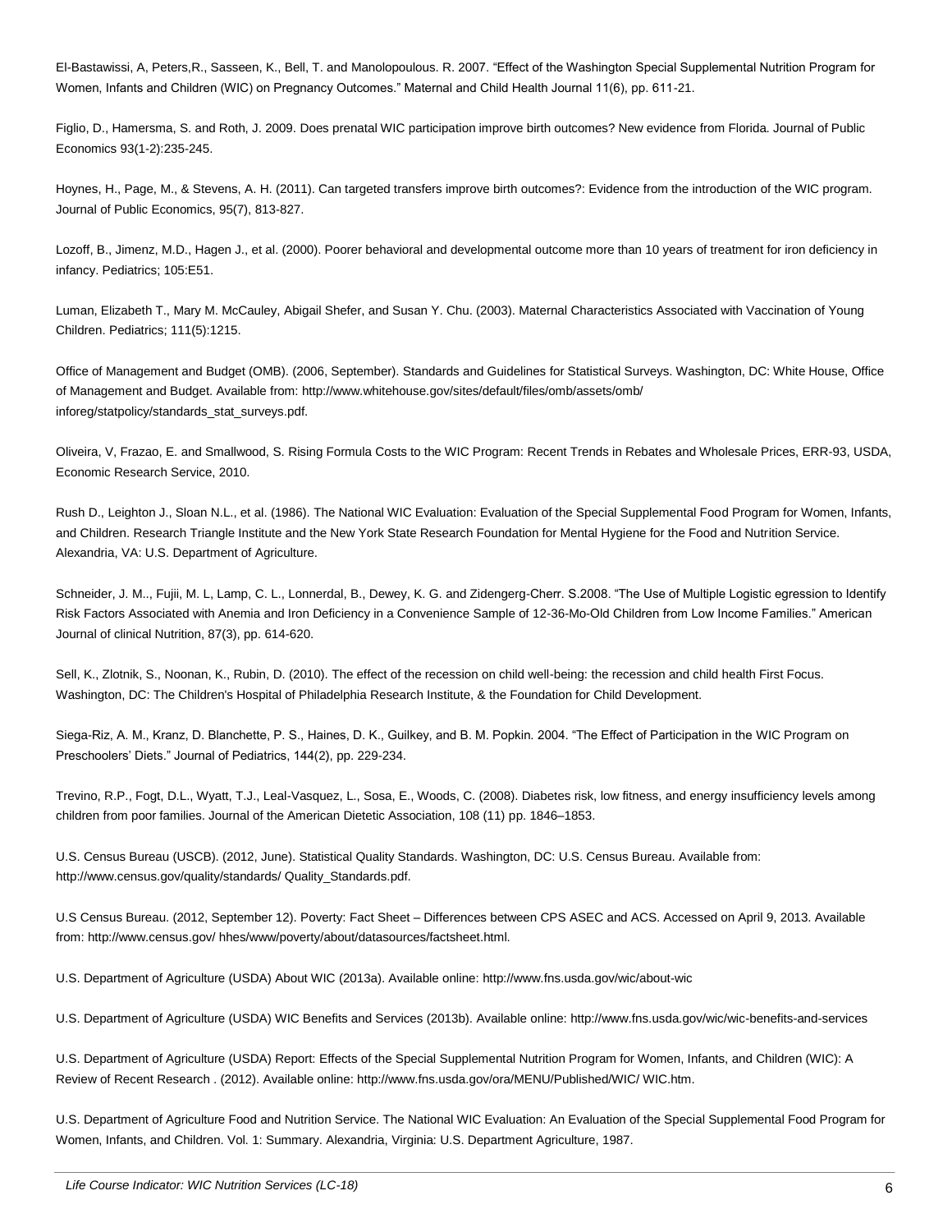El-Bastawissi, A, Peters,R., Sasseen, K., Bell, T. and Manolopoulous. R. 2007. "Effect of the Washington Special Supplemental Nutrition Program for Women, Infants and Children (WIC) on Pregnancy Outcomes." Maternal and Child Health Journal 11(6), pp. 611-21.

Figlio, D., Hamersma, S. and Roth, J. 2009. Does prenatal WIC participation improve birth outcomes? New evidence from Florida. Journal of Public Economics 93(1-2):235-245.

Hoynes, H., Page, M., & Stevens, A. H. (2011). Can targeted transfers improve birth outcomes?: Evidence from the introduction of the WIC program. Journal of Public Economics, 95(7), 813-827.

Lozoff, B., Jimenz, M.D., Hagen J., et al. (2000). Poorer behavioral and developmental outcome more than 10 years of treatment for iron deficiency in infancy. Pediatrics; 105:E51.

Luman, Elizabeth T., Mary M. McCauley, Abigail Shefer, and Susan Y. Chu. (2003). Maternal Characteristics Associated with Vaccination of Young Children. Pediatrics; 111(5):1215.

Office of Management and Budget (OMB). (2006, September). Standards and Guidelines for Statistical Surveys. Washington, DC: White House, Office of Management and Budget. Available from: http://www.whitehouse.gov/sites/default/files/omb/assets/omb/ inforeg/statpolicy/standards_stat_surveys.pdf.

Oliveira, V, Frazao, E. and Smallwood, S. Rising Formula Costs to the WIC Program: Recent Trends in Rebates and Wholesale Prices, ERR-93, USDA, Economic Research Service, 2010.

Rush D., Leighton J., Sloan N.L., et al. (1986). The National WIC Evaluation: Evaluation of the Special Supplemental Food Program for Women, Infants, and Children. Research Triangle Institute and the New York State Research Foundation for Mental Hygiene for the Food and Nutrition Service. Alexandria, VA: U.S. Department of Agriculture.

Schneider, J. M.., Fujii, M. L, Lamp, C. L., Lonnerdal, B., Dewey, K. G. and Zidengerg-Cherr. S.2008. "The Use of Multiple Logistic egression to Identify Risk Factors Associated with Anemia and Iron Deficiency in a Convenience Sample of 12-36-Mo-Old Children from Low Income Families." American Journal of clinical Nutrition, 87(3), pp. 614-620.

Sell, K., Zlotnik, S., Noonan, K., Rubin, D. (2010). The effect of the recession on child well-being: the recession and child health First Focus. Washington, DC: The Children's Hospital of Philadelphia Research Institute, & the Foundation for Child Development.

Siega-Riz, A. M., Kranz, D. Blanchette, P. S., Haines, D. K., Guilkey, and B. M. Popkin. 2004. "The Effect of Participation in the WIC Program on Preschoolers' Diets." Journal of Pediatrics, 144(2), pp. 229-234.

Trevino, R.P., Fogt, D.L., Wyatt, T.J., Leal-Vasquez, L., Sosa, E., Woods, C. (2008). Diabetes risk, low fitness, and energy insufficiency levels among children from poor families. Journal of the American Dietetic Association, 108 (11) pp. 1846–1853.

U.S. Census Bureau (USCB). (2012, June). Statistical Quality Standards. Washington, DC: U.S. Census Bureau. Available from: http://www.census.gov/quality/standards/ Quality_Standards.pdf.

U.S Census Bureau. (2012, September 12). Poverty: Fact Sheet – Differences between CPS ASEC and ACS. Accessed on April 9, 2013. Available from: http://www.census.gov/ hhes/www/poverty/about/datasources/factsheet.html.

U.S. Department of Agriculture (USDA) About WIC (2013a). Available online: http://www.fns.usda.gov/wic/about-wic

U.S. Department of Agriculture (USDA) WIC Benefits and Services (2013b). Available online: http://www.fns.usda.gov/wic/wic-benefits-and-services

U.S. Department of Agriculture (USDA) Report: Effects of the Special Supplemental Nutrition Program for Women, Infants, and Children (WIC): A Review of Recent Research . (2012). Available online: http://www.fns.usda.gov/ora/MENU/Published/WIC/ WIC.htm.

U.S. Department of Agriculture Food and Nutrition Service. The National WIC Evaluation: An Evaluation of the Special Supplemental Food Program for Women, Infants, and Children. Vol. 1: Summary. Alexandria, Virginia: U.S. Department Agriculture, 1987.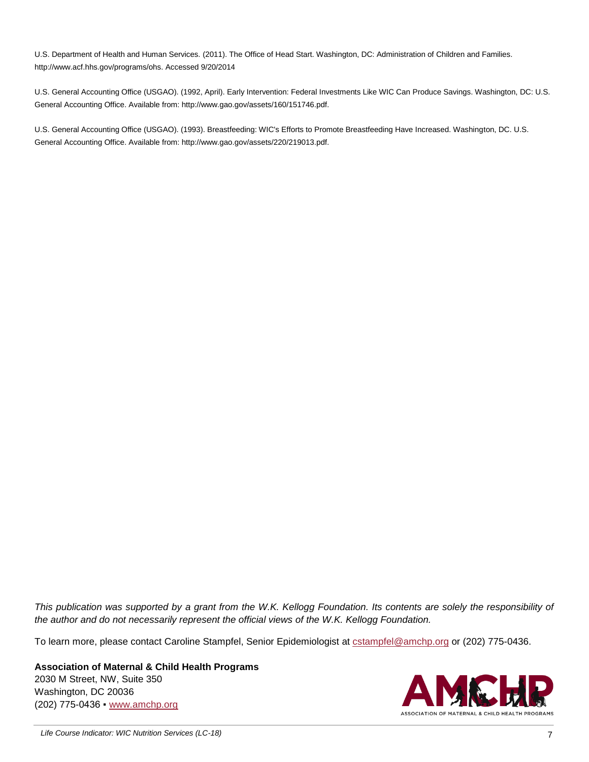U.S. Department of Health and Human Services. (2011). The Office of Head Start. Washington, DC: Administration of Children and Families. http://www.acf.hhs.gov/programs/ohs. Accessed 9/20/2014

U.S. General Accounting Office (USGAO). (1992, April). Early Intervention: Federal Investments Like WIC Can Produce Savings. Washington, DC: U.S. General Accounting Office. Available from: http://www.gao.gov/assets/160/151746.pdf.

U.S. General Accounting Office (USGAO). (1993). Breastfeeding: WIC's Efforts to Promote Breastfeeding Have Increased. Washington, DC. U.S. General Accounting Office. Available from: http://www.gao.gov/assets/220/219013.pdf.

*This publication was supported by a grant from the W.K. Kellogg Foundation. Its contents are solely the responsibility of the author and do not necessarily represent the official views of the W.K. Kellogg Foundation.*

To learn more, please contact Caroline Stampfel, Senior Epidemiologist at cstampfel@amchp.org or (202) 775-0436.

**Association of Maternal & Child Health Programs**
2030 M Street, NW, Suite 350
Washington, DC 20036
(202) 775-0436 ▪ www.amchp.org

AMCHP
ASSOCIATION OF MATERNAL & CHILD HEALTH PROGRAMS